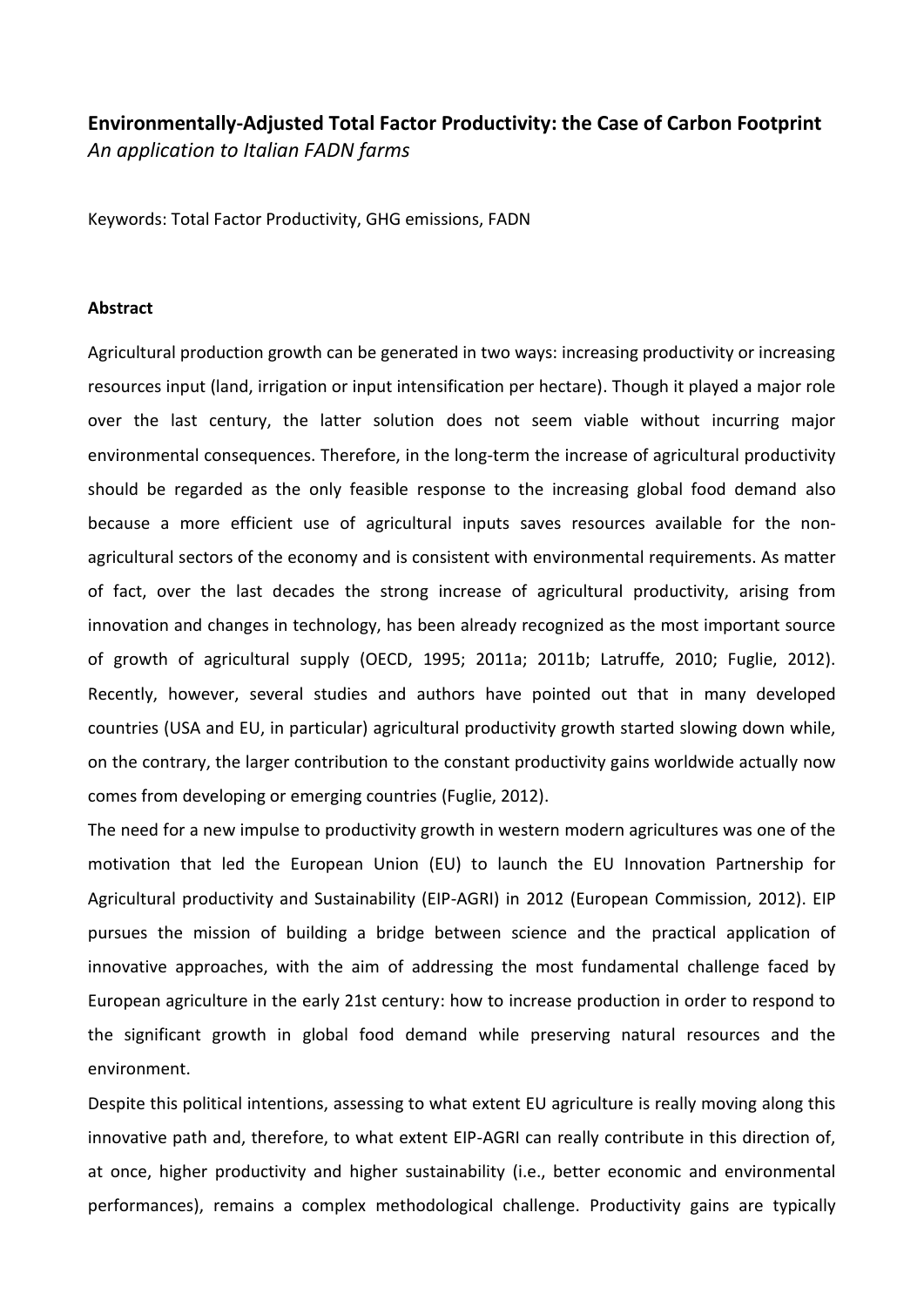**Environmentally-Adjusted Total Factor Productivity: the Case of Carbon Footprint**
*An application to Italian FADN farms*

Keywords: Total Factor Productivity, GHG emissions, FADN

**Abstract**

Agricultural production growth can be generated in two ways: increasing productivity or increasing resources input (land, irrigation or input intensification per hectare). Though it played a major role over the last century, the latter solution does not seem viable without incurring major environmental consequences. Therefore, in the long-term the increase of agricultural productivity should be regarded as the only feasible response to the increasing global food demand also because a more efficient use of agricultural inputs saves resources available for the non-agricultural sectors of the economy and is consistent with environmental requirements. As matter of fact, over the last decades the strong increase of agricultural productivity, arising from innovation and changes in technology, has been already recognized as the most important source of growth of agricultural supply (OECD, 1995; 2011a; 2011b; Latruffe, 2010; Fuglie, 2012). Recently, however, several studies and authors have pointed out that in many developed countries (USA and EU, in particular) agricultural productivity growth started slowing down while, on the contrary, the larger contribution to the constant productivity gains worldwide actually now comes from developing or emerging countries (Fuglie, 2012).

The need for a new impulse to productivity growth in western modern agricultures was one of the motivation that led the European Union (EU) to launch the EU Innovation Partnership for Agricultural productivity and Sustainability (EIP-AGRI) in 2012 (European Commission, 2012). EIP pursues the mission of building a bridge between science and the practical application of innovative approaches, with the aim of addressing the most fundamental challenge faced by European agriculture in the early 21st century: how to increase production in order to respond to the significant growth in global food demand while preserving natural resources and the environment.

Despite this political intentions, assessing to what extent EU agriculture is really moving along this innovative path and, therefore, to what extent EIP-AGRI can really contribute in this direction of, at once, higher productivity and higher sustainability (i.e., better economic and environmental performances), remains a complex methodological challenge. Productivity gains are typically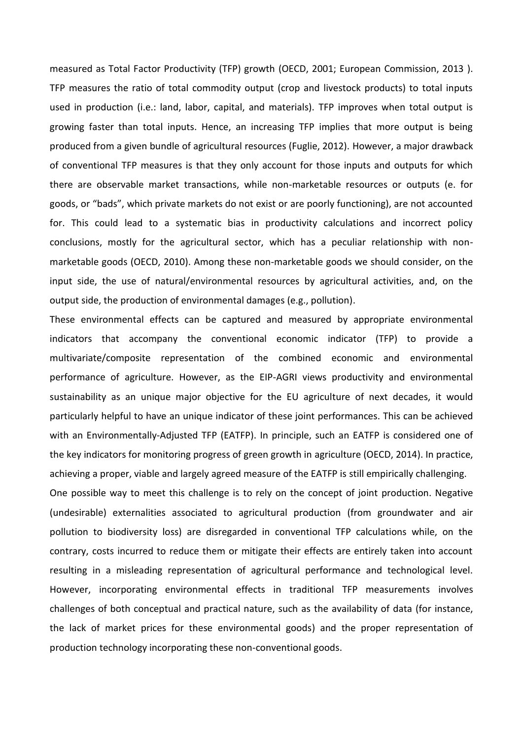measured as Total Factor Productivity (TFP) growth (OECD, 2001; European Commission, 2013 ). TFP measures the ratio of total commodity output (crop and livestock products) to total inputs used in production (i.e.: land, labor, capital, and materials). TFP improves when total output is growing faster than total inputs. Hence, an increasing TFP implies that more output is being produced from a given bundle of agricultural resources (Fuglie, 2012). However, a major drawback of conventional TFP measures is that they only account for those inputs and outputs for which there are observable market transactions, while non-marketable resources or outputs (e. for goods, or "bads", which private markets do not exist or are poorly functioning), are not accounted for. This could lead to a systematic bias in productivity calculations and incorrect policy conclusions, mostly for the agricultural sector, which has a peculiar relationship with non-marketable goods (OECD, 2010). Among these non-marketable goods we should consider, on the input side, the use of natural/environmental resources by agricultural activities, and, on the output side, the production of environmental damages (e.g., pollution).

These environmental effects can be captured and measured by appropriate environmental indicators that accompany the conventional economic indicator (TFP) to provide a multivariate/composite representation of the combined economic and environmental performance of agriculture. However, as the EIP-AGRI views productivity and environmental sustainability as an unique major objective for the EU agriculture of next decades, it would particularly helpful to have an unique indicator of these joint performances. This can be achieved with an Environmentally-Adjusted TFP (EATFP). In principle, such an EATFP is considered one of the key indicators for monitoring progress of green growth in agriculture (OECD, 2014). In practice, achieving a proper, viable and largely agreed measure of the EATFP is still empirically challenging.

One possible way to meet this challenge is to rely on the concept of joint production. Negative (undesirable) externalities associated to agricultural production (from groundwater and air pollution to biodiversity loss) are disregarded in conventional TFP calculations while, on the contrary, costs incurred to reduce them or mitigate their effects are entirely taken into account resulting in a misleading representation of agricultural performance and technological level. However, incorporating environmental effects in traditional TFP measurements involves challenges of both conceptual and practical nature, such as the availability of data (for instance, the lack of market prices for these environmental goods) and the proper representation of production technology incorporating these non-conventional goods.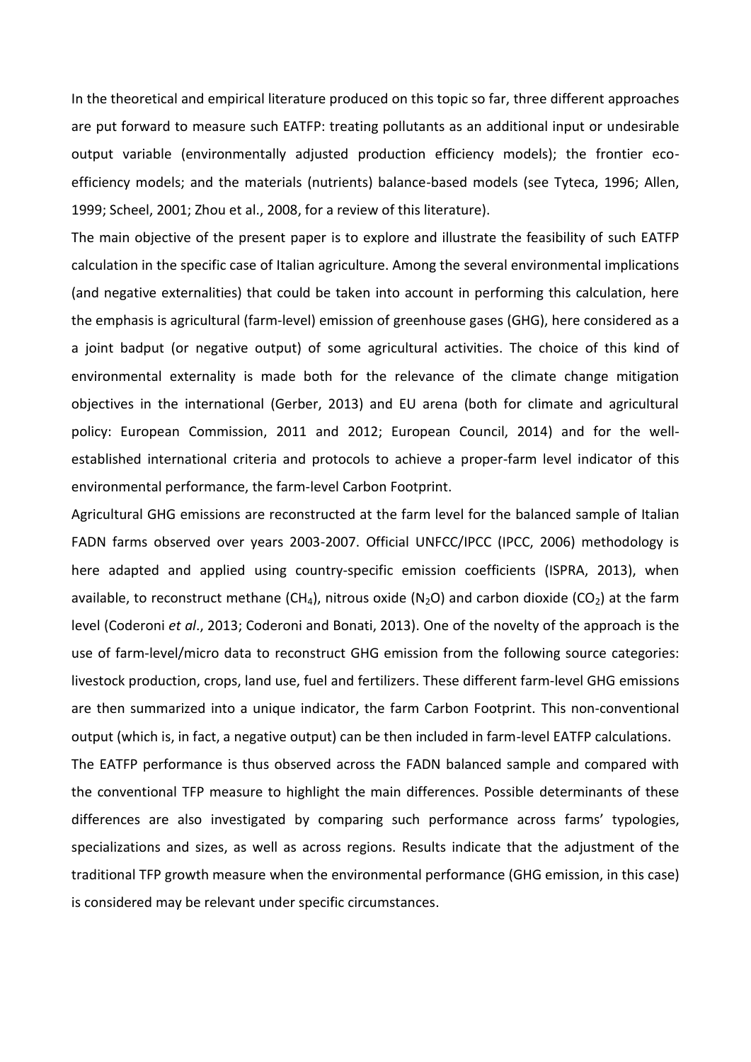In the theoretical and empirical literature produced on this topic so far, three different approaches are put forward to measure such EATFP: treating pollutants as an additional input or undesirable output variable (environmentally adjusted production efficiency models); the frontier eco-efficiency models; and the materials (nutrients) balance-based models (see Tyteca, 1996; Allen, 1999; Scheel, 2001; Zhou et al., 2008, for a review of this literature).

The main objective of the present paper is to explore and illustrate the feasibility of such EATFP calculation in the specific case of Italian agriculture. Among the several environmental implications (and negative externalities) that could be taken into account in performing this calculation, here the emphasis is agricultural (farm-level) emission of greenhouse gases (GHG), here considered as a a joint badput (or negative output) of some agricultural activities. The choice of this kind of environmental externality is made both for the relevance of the climate change mitigation objectives in the international (Gerber, 2013) and EU arena (both for climate and agricultural policy: European Commission, 2011 and 2012; European Council, 2014) and for the well-established international criteria and protocols to achieve a proper-farm level indicator of this environmental performance, the farm-level Carbon Footprint.

Agricultural GHG emissions are reconstructed at the farm level for the balanced sample of Italian FADN farms observed over years 2003-2007. Official UNFCC/IPCC (IPCC, 2006) methodology is here adapted and applied using country-specific emission coefficients (ISPRA, 2013), when available, to reconstruct methane ($CH_4$), nitrous oxide ($N_2O$) and carbon dioxide ($CO_2$) at the farm level (Coderoni *et al*., 2013; Coderoni and Bonati, 2013). One of the novelty of the approach is the use of farm-level/micro data to reconstruct GHG emission from the following source categories: livestock production, crops, land use, fuel and fertilizers. These different farm-level GHG emissions are then summarized into a unique indicator, the farm Carbon Footprint. This non-conventional output (which is, in fact, a negative output) can be then included in farm-level EATFP calculations.

The EATFP performance is thus observed across the FADN balanced sample and compared with the conventional TFP measure to highlight the main differences. Possible determinants of these differences are also investigated by comparing such performance across farms' typologies, specializations and sizes, as well as across regions. Results indicate that the adjustment of the traditional TFP growth measure when the environmental performance (GHG emission, in this case) is considered may be relevant under specific circumstances.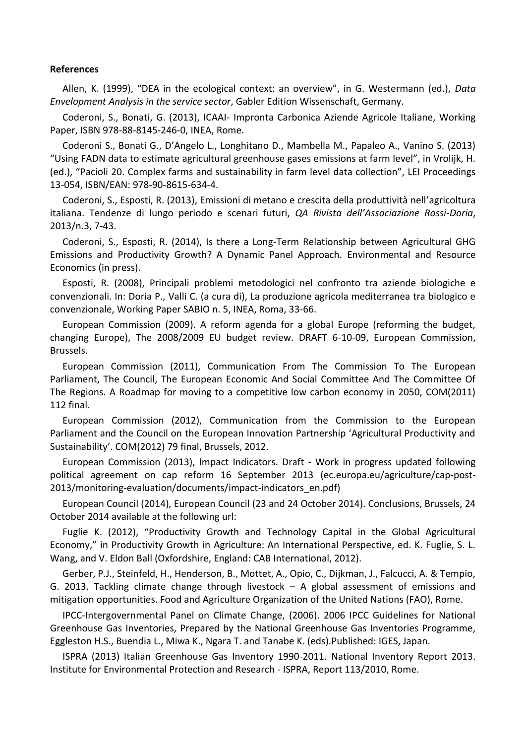**References**

Allen, K. (1999), "DEA in the ecological context: an overview", in G. Westermann (ed.), *Data Envelopment Analysis in the service sector*, Gabler Edition Wissenschaft, Germany.

Coderoni, S., Bonati, G. (2013), ICAAI- Impronta Carbonica Aziende Agricole Italiane, Working Paper, ISBN 978-88-8145-246-0, INEA, Rome.

Coderoni S., Bonati G., D'Angelo L., Longhitano D., Mambella M., Papaleo A., Vanino S. (2013) "Using FADN data to estimate agricultural greenhouse gases emissions at farm level", in Vrolijk, H. (ed.), "Pacioli 20. Complex farms and sustainability in farm level data collection", LEI Proceedings 13-054, ISBN/EAN: 978-90-8615-634-4.

Coderoni, S., Esposti, R. (2013), Emissioni di metano e crescita della produttività nell'agricoltura italiana. Tendenze di lungo periodo e scenari futuri, *QA Rivista dell'Associazione Rossi-Doria*, 2013/n.3, 7-43.

Coderoni, S., Esposti, R. (2014), Is there a Long-Term Relationship between Agricultural GHG Emissions and Productivity Growth? A Dynamic Panel Approach. Environmental and Resource Economics (in press).

Esposti, R. (2008), Principali problemi metodologici nel confronto tra aziende biologiche e convenzionali. In: Doria P., Valli C. (a cura di), La produzione agricola mediterranea tra biologico e convenzionale, Working Paper SABIO n. 5, INEA, Roma, 33-66.

European Commission (2009). A reform agenda for a global Europe (reforming the budget, changing Europe), The 2008/2009 EU budget review. DRAFT 6-10-09, European Commission, Brussels.

European Commission (2011), Communication From The Commission To The European Parliament, The Council, The European Economic And Social Committee And The Committee Of The Regions. A Roadmap for moving to a competitive low carbon economy in 2050, COM(2011) 112 final.

European Commission (2012), Communication from the Commission to the European Parliament and the Council on the European Innovation Partnership 'Agricultural Productivity and Sustainability'. COM(2012) 79 final, Brussels, 2012.

European Commission (2013), Impact Indicators. Draft - Work in progress updated following political agreement on cap reform 16 September 2013 (ec.europa.eu/agriculture/cap-post-2013/monitoring-evaluation/documents/impact-indicators_en.pdf)

European Council (2014), European Council (23 and 24 October 2014). Conclusions, Brussels, 24 October 2014 available at the following url:

Fuglie K. (2012), "Productivity Growth and Technology Capital in the Global Agricultural Economy," in Productivity Growth in Agriculture: An International Perspective, ed. K. Fuglie, S. L. Wang, and V. Eldon Ball (Oxfordshire, England: CAB International, 2012).

Gerber, P.J., Steinfeld, H., Henderson, B., Mottet, A., Opio, C., Dijkman, J., Falcucci, A. & Tempio, G. 2013. Tackling climate change through livestock – A global assessment of emissions and mitigation opportunities. Food and Agriculture Organization of the United Nations (FAO), Rome.

IPCC-Intergovernmental Panel on Climate Change, (2006). 2006 IPCC Guidelines for National Greenhouse Gas Inventories, Prepared by the National Greenhouse Gas Inventories Programme, Eggleston H.S., Buendia L., Miwa K., Ngara T. and Tanabe K. (eds).Published: IGES, Japan.

ISPRA (2013) Italian Greenhouse Gas Inventory 1990-2011. National Inventory Report 2013. Institute for Environmental Protection and Research - ISPRA, Report 113/2010, Rome.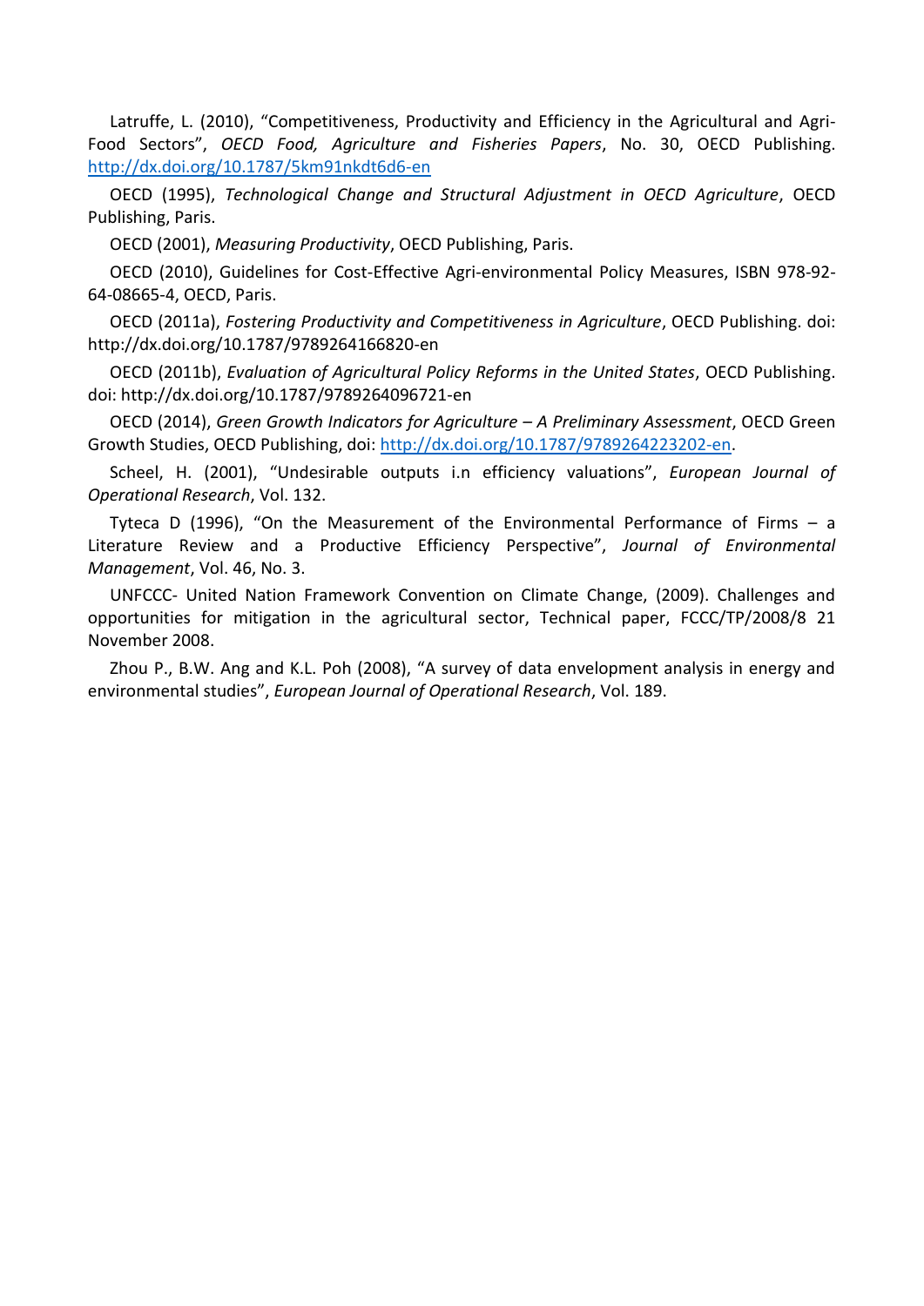Latruffe, L. (2010), "Competitiveness, Productivity and Efficiency in the Agricultural and Agri-Food Sectors", *OECD Food, Agriculture and Fisheries Papers*, No. 30, OECD Publishing. http://dx.doi.org/10.1787/5km91nkdt6d6-en

OECD (1995), *Technological Change and Structural Adjustment in OECD Agriculture*, OECD Publishing, Paris.

OECD (2001), *Measuring Productivity*, OECD Publishing, Paris.

OECD (2010), Guidelines for Cost-Effective Agri-environmental Policy Measures, ISBN 978-92-64-08665-4, OECD, Paris.

OECD (2011a), *Fostering Productivity and Competitiveness in Agriculture*, OECD Publishing. doi: http://dx.doi.org/10.1787/9789264166820-en

OECD (2011b), *Evaluation of Agricultural Policy Reforms in the United States*, OECD Publishing. doi: http://dx.doi.org/10.1787/9789264096721-en

OECD (2014), *Green Growth Indicators for Agriculture – A Preliminary Assessment*, OECD Green Growth Studies, OECD Publishing, doi: http://dx.doi.org/10.1787/9789264223202-en.

Scheel, H. (2001), "Undesirable outputs i.n efficiency valuations", *European Journal of Operational Research*, Vol. 132.

Tyteca D (1996), "On the Measurement of the Environmental Performance of Firms – a Literature Review and a Productive Efficiency Perspective", *Journal of Environmental Management*, Vol. 46, No. 3.

UNFCCC- United Nation Framework Convention on Climate Change, (2009). Challenges and opportunities for mitigation in the agricultural sector, Technical paper, FCCC/TP/2008/8 21 November 2008.

Zhou P., B.W. Ang and K.L. Poh (2008), "A survey of data envelopment analysis in energy and environmental studies", *European Journal of Operational Research*, Vol. 189.